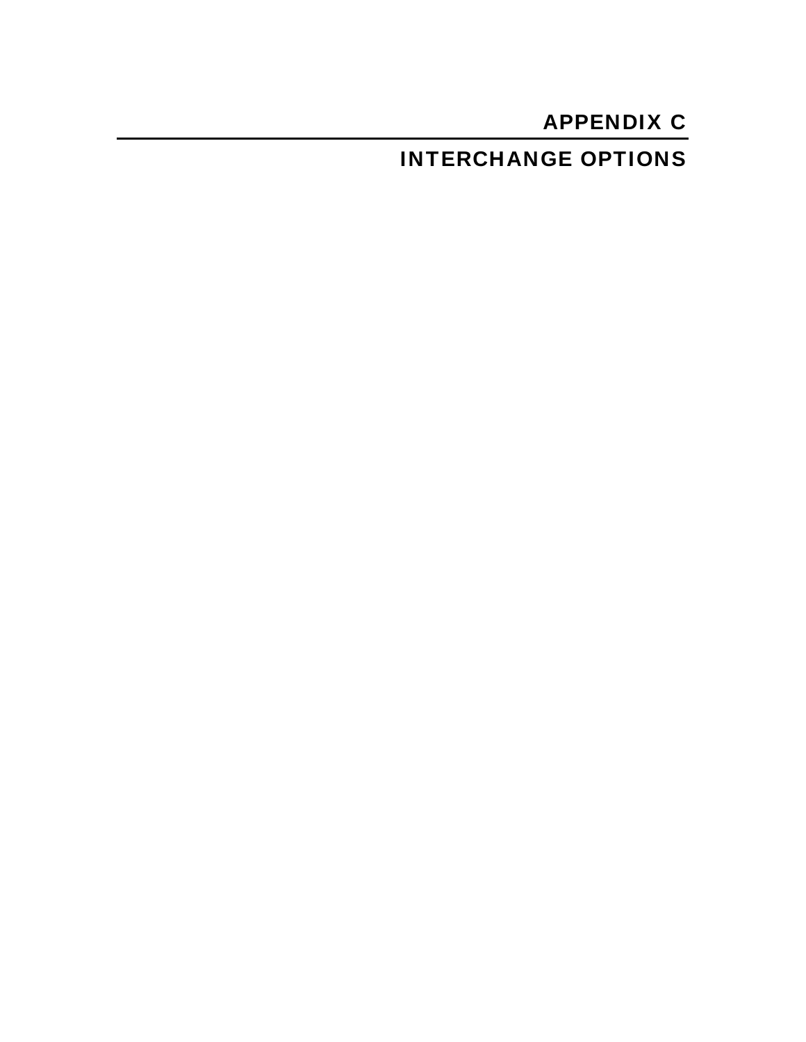# APPENDIX C

---

# INTERCHANGE OPTIONS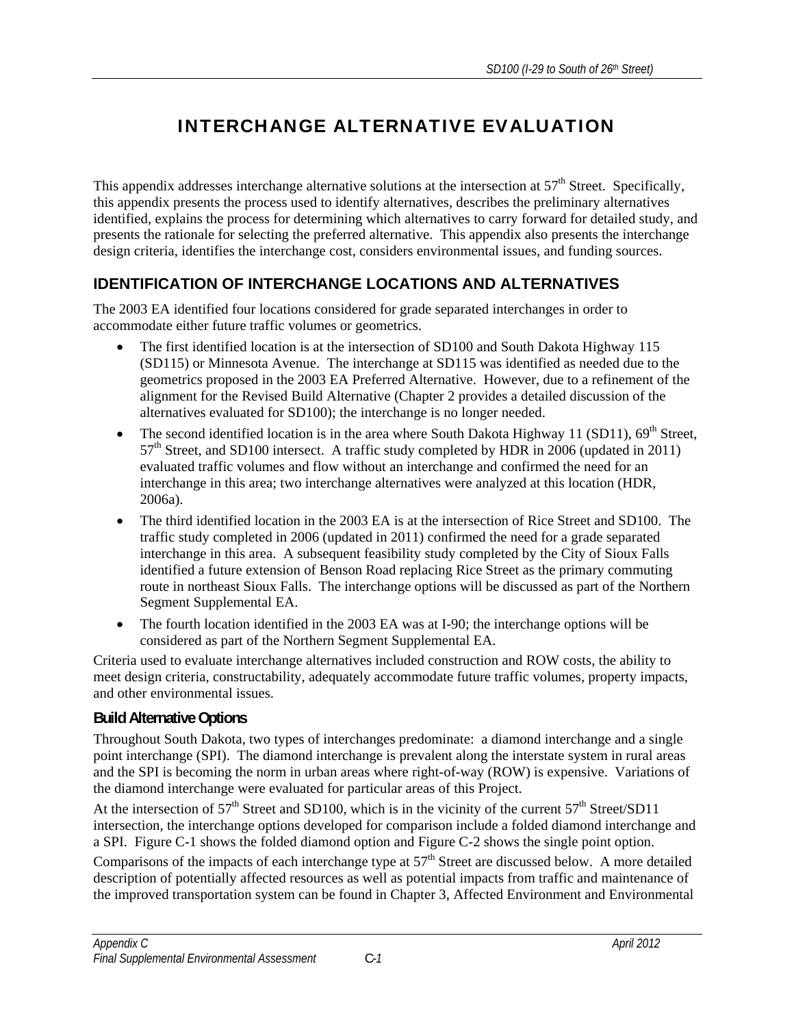# INTERCHANGE ALTERNATIVE EVALUATION

This appendix addresses interchange alternative solutions at the intersection at 57th Street. Specifically, this appendix presents the process used to identify alternatives, describes the preliminary alternatives identified, explains the process for determining which alternatives to carry forward for detailed study, and presents the rationale for selecting the preferred alternative. This appendix also presents the interchange design criteria, identifies the interchange cost, considers environmental issues, and funding sources.

## IDENTIFICATION OF INTERCHANGE LOCATIONS AND ALTERNATIVES

The 2003 EA identified four locations considered for grade separated interchanges in order to accommodate either future traffic volumes or geometrics.

- The first identified location is at the intersection of SD100 and South Dakota Highway 115 (SD115) or Minnesota Avenue. The interchange at SD115 was identified as needed due to the geometrics proposed in the 2003 EA Preferred Alternative. However, due to a refinement of the alignment for the Revised Build Alternative (Chapter 2 provides a detailed discussion of the alternatives evaluated for SD100); the interchange is no longer needed.
- The second identified location is in the area where South Dakota Highway 11 (SD11), 69th Street, 57th Street, and SD100 intersect. A traffic study completed by HDR in 2006 (updated in 2011) evaluated traffic volumes and flow without an interchange and confirmed the need for an interchange in this area; two interchange alternatives were analyzed at this location (HDR, 2006a).
- The third identified location in the 2003 EA is at the intersection of Rice Street and SD100. The traffic study completed in 2006 (updated in 2011) confirmed the need for a grade separated interchange in this area. A subsequent feasibility study completed by the City of Sioux Falls identified a future extension of Benson Road replacing Rice Street as the primary commuting route in northeast Sioux Falls. The interchange options will be discussed as part of the Northern Segment Supplemental EA.
- The fourth location identified in the 2003 EA was at I-90; the interchange options will be considered as part of the Northern Segment Supplemental EA.

Criteria used to evaluate interchange alternatives included construction and ROW costs, the ability to meet design criteria, constructability, adequately accommodate future traffic volumes, property impacts, and other environmental issues.

### Build Alternative Options

Throughout South Dakota, two types of interchanges predominate: a diamond interchange and a single point interchange (SPI). The diamond interchange is prevalent along the interstate system in rural areas and the SPI is becoming the norm in urban areas where right-of-way (ROW) is expensive. Variations of the diamond interchange were evaluated for particular areas of this Project.

At the intersection of 57th Street and SD100, which is in the vicinity of the current 57th Street/SD11 intersection, the interchange options developed for comparison include a folded diamond interchange and a SPI. Figure C-1 shows the folded diamond option and Figure C-2 shows the single point option.

Comparisons of the impacts of each interchange type at 57th Street are discussed below. A more detailed description of potentially affected resources as well as potential impacts from traffic and maintenance of the improved transportation system can be found in Chapter 3, Affected Environment and Environmental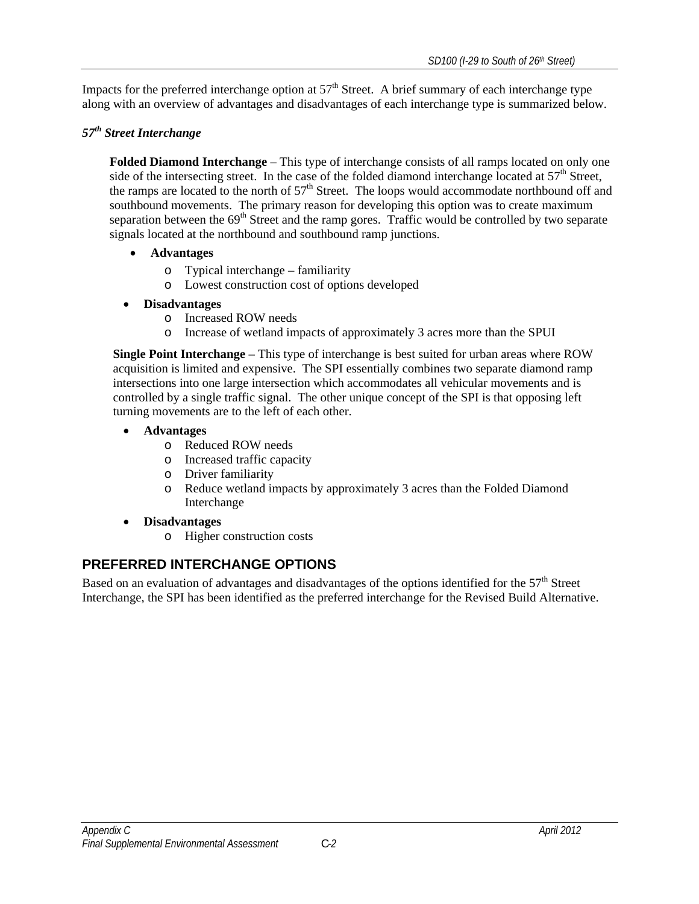Impacts for the preferred interchange option at 57th Street. A brief summary of each interchange type along with an overview of advantages and disadvantages of each interchange type is summarized below.

***57th Street Interchange***

**Folded Diamond Interchange** – This type of interchange consists of all ramps located on only one side of the intersecting street. In the case of the folded diamond interchange located at 57th Street, the ramps are located to the north of 57th Street. The loops would accommodate northbound off and southbound movements. The primary reason for developing this option was to create maximum separation between the 69th Street and the ramp gores. Traffic would be controlled by two separate signals located at the northbound and southbound ramp junctions.

- **Advantages**
  - Typical interchange – familiarity
  - Lowest construction cost of options developed
- **Disadvantages**
  - Increased ROW needs
  - Increase of wetland impacts of approximately 3 acres more than the SPUI

**Single Point Interchange** – This type of interchange is best suited for urban areas where ROW acquisition is limited and expensive. The SPI essentially combines two separate diamond ramp intersections into one large intersection which accommodates all vehicular movements and is controlled by a single traffic signal. The other unique concept of the SPI is that opposing left turning movements are to the left of each other.

- **Advantages**
  - Reduced ROW needs
  - Increased traffic capacity
  - Driver familiarity
  - Reduce wetland impacts by approximately 3 acres than the Folded Diamond Interchange
- **Disadvantages**
  - Higher construction costs

## PREFERRED INTERCHANGE OPTIONS

Based on an evaluation of advantages and disadvantages of the options identified for the 57th Street Interchange, the SPI has been identified as the preferred interchange for the Revised Build Alternative.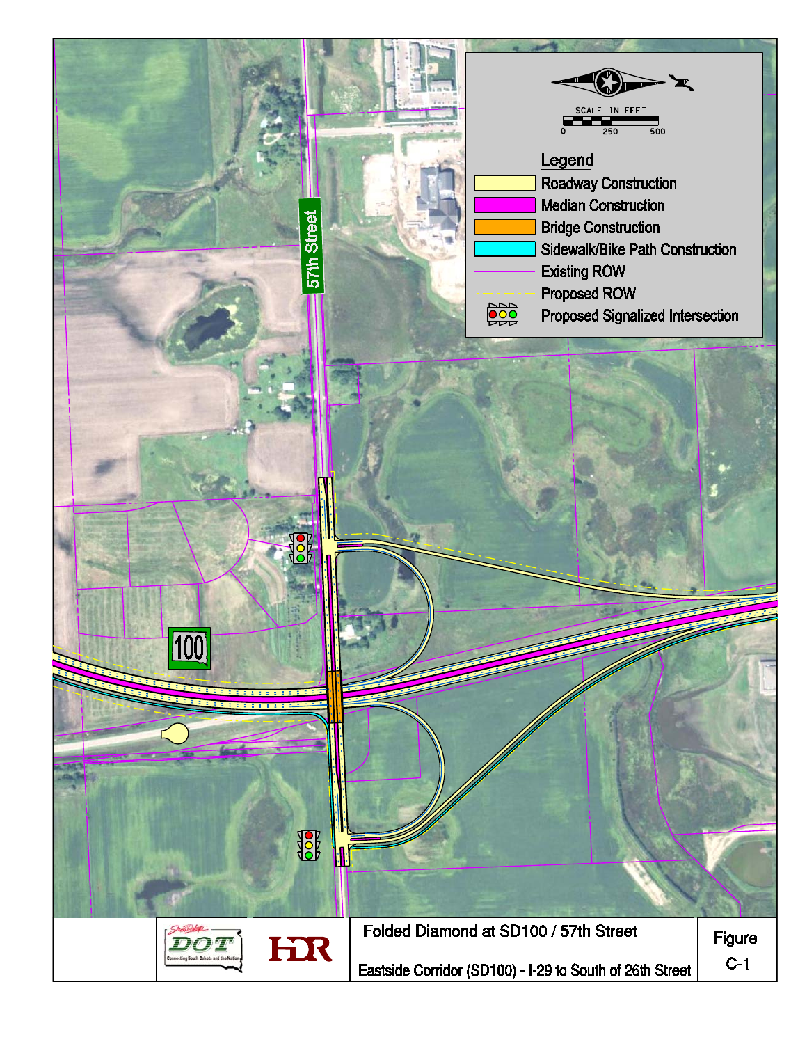57th Street

100

SCALE IN FEET

0 250 500

## Legend

- Roadway Construction
- Median Construction
- Bridge Construction
- Sidewalk/Bike Path Construction
- Existing ROW
- Proposed ROW
- Proposed Signalized Intersection

| | | Folded Diamond at SD100 / 57th Street | Figure |
|---|---|---|---|
| DOT – Connecting South Dakota and the Nation | HDR | Eastside Corridor (SD100) - I-29 to South of 26th Street | C-1 |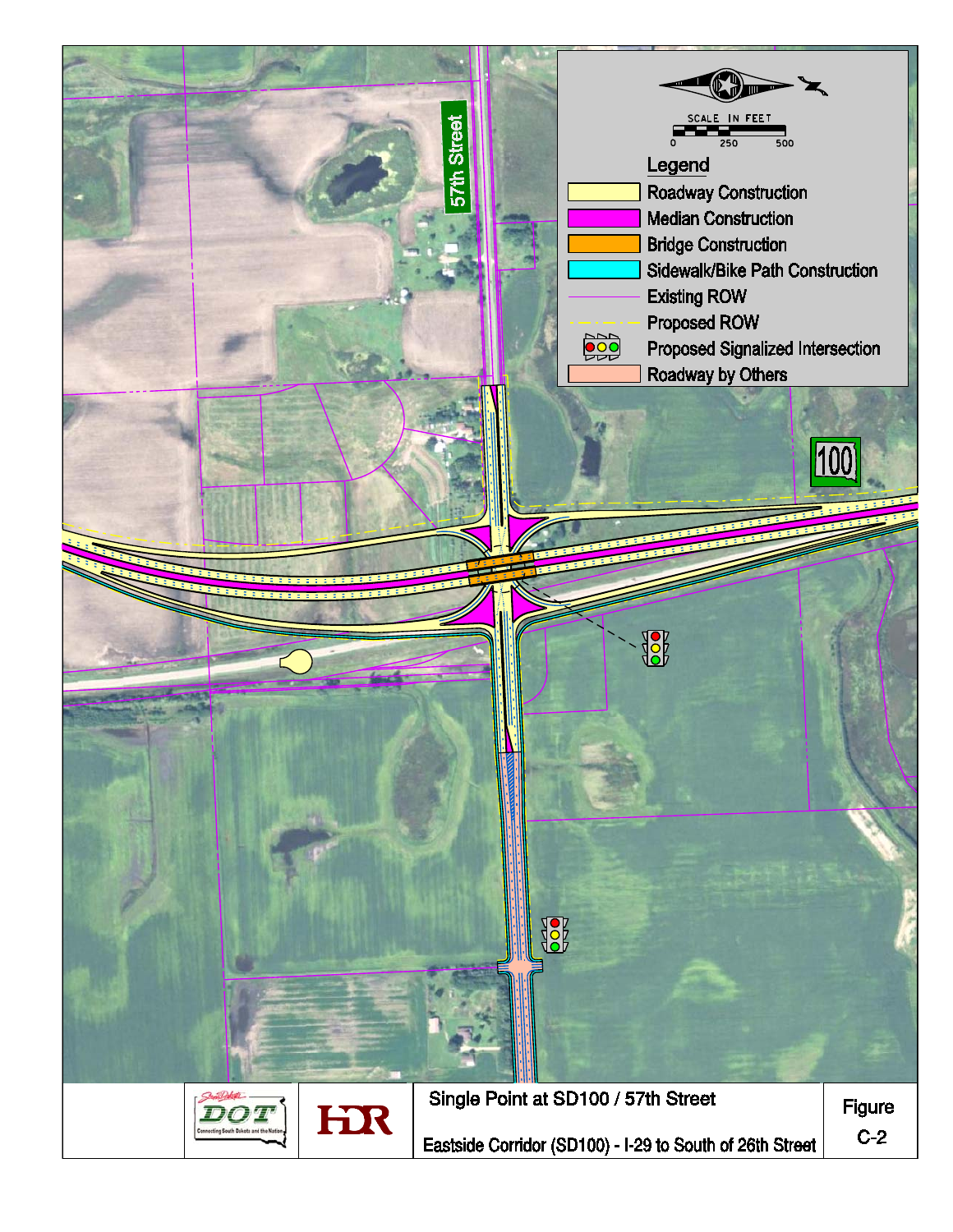57th Street

SCALE IN FEET

0 250 500

Legend

Roadway Construction

Median Construction

Bridge Construction

Sidewalk/Bike Path Construction

Existing ROW

Proposed ROW

Proposed Signalized Intersection

Roadway by Others

100

Single Point at SD100 / 57th Street

Eastside Corridor (SD100) - I-29 to South of 26th Street

Figure C-2